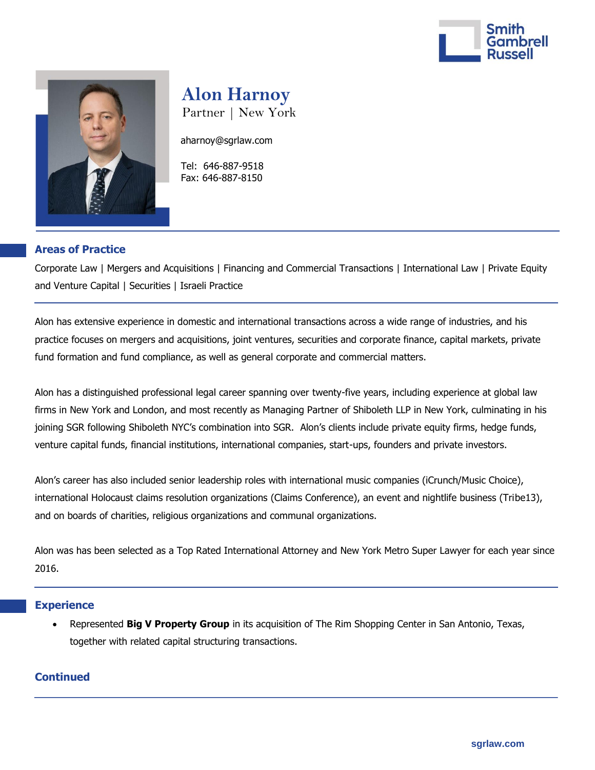# Alon Harnoy

Partner | New York

aharnoy@sgrlaw.com

Tel: 646-887-9518
Fax: 646-887-8150

## Areas of Practice

Corporate Law | Mergers and Acquisitions | Financing and Commercial Transactions | International Law | Private Equity and Venture Capital | Securities | Israeli Practice

Alon has extensive experience in domestic and international transactions across a wide range of industries, and his practice focuses on mergers and acquisitions, joint ventures, securities and corporate finance, capital markets, private fund formation and fund compliance, as well as general corporate and commercial matters.

Alon has a distinguished professional legal career spanning over twenty-five years, including experience at global law firms in New York and London, and most recently as Managing Partner of Shiboleth LLP in New York, culminating in his joining SGR following Shiboleth NYC's combination into SGR. Alon's clients include private equity firms, hedge funds, venture capital funds, financial institutions, international companies, start-ups, founders and private investors.

Alon's career has also included senior leadership roles with international music companies (iCrunch/Music Choice), international Holocaust claims resolution organizations (Claims Conference), an event and nightlife business (Tribe13), and on boards of charities, religious organizations and communal organizations.

Alon was has been selected as a Top Rated International Attorney and New York Metro Super Lawyer for each year since 2016.

## Experience

- Represented **Big V Property Group** in its acquisition of The Rim Shopping Center in San Antonio, Texas, together with related capital structuring transactions.

**Continued**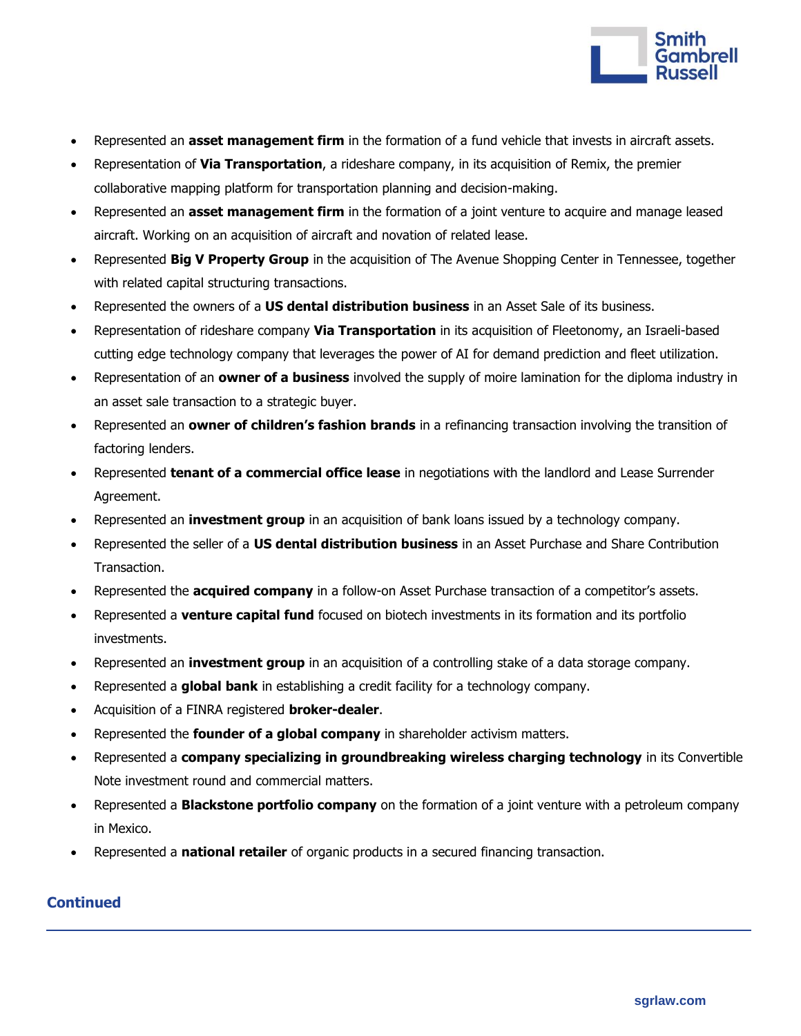- Represented an **asset management firm** in the formation of a fund vehicle that invests in aircraft assets.
- Representation of **Via Transportation**, a rideshare company, in its acquisition of Remix, the premier collaborative mapping platform for transportation planning and decision-making.
- Represented an **asset management firm** in the formation of a joint venture to acquire and manage leased aircraft. Working on an acquisition of aircraft and novation of related lease.
- Represented **Big V Property Group** in the acquisition of The Avenue Shopping Center in Tennessee, together with related capital structuring transactions.
- Represented the owners of a **US dental distribution business** in an Asset Sale of its business.
- Representation of rideshare company **Via Transportation** in its acquisition of Fleetonomy, an Israeli-based cutting edge technology company that leverages the power of AI for demand prediction and fleet utilization.
- Representation of an **owner of a business** involved the supply of moire lamination for the diploma industry in an asset sale transaction to a strategic buyer.
- Represented an **owner of children's fashion brands** in a refinancing transaction involving the transition of factoring lenders.
- Represented **tenant of a commercial office lease** in negotiations with the landlord and Lease Surrender Agreement.
- Represented an **investment group** in an acquisition of bank loans issued by a technology company.
- Represented the seller of a **US dental distribution business** in an Asset Purchase and Share Contribution Transaction.
- Represented the **acquired company** in a follow-on Asset Purchase transaction of a competitor's assets.
- Represented a **venture capital fund** focused on biotech investments in its formation and its portfolio investments.
- Represented an **investment group** in an acquisition of a controlling stake of a data storage company.
- Represented a **global bank** in establishing a credit facility for a technology company.
- Acquisition of a FINRA registered **broker-dealer**.
- Represented the **founder of a global company** in shareholder activism matters.
- Represented a **company specializing in groundbreaking wireless charging technology** in its Convertible Note investment round and commercial matters.
- Represented a **Blackstone portfolio company** on the formation of a joint venture with a petroleum company in Mexico.
- Represented a **national retailer** of organic products in a secured financing transaction.

**Continued**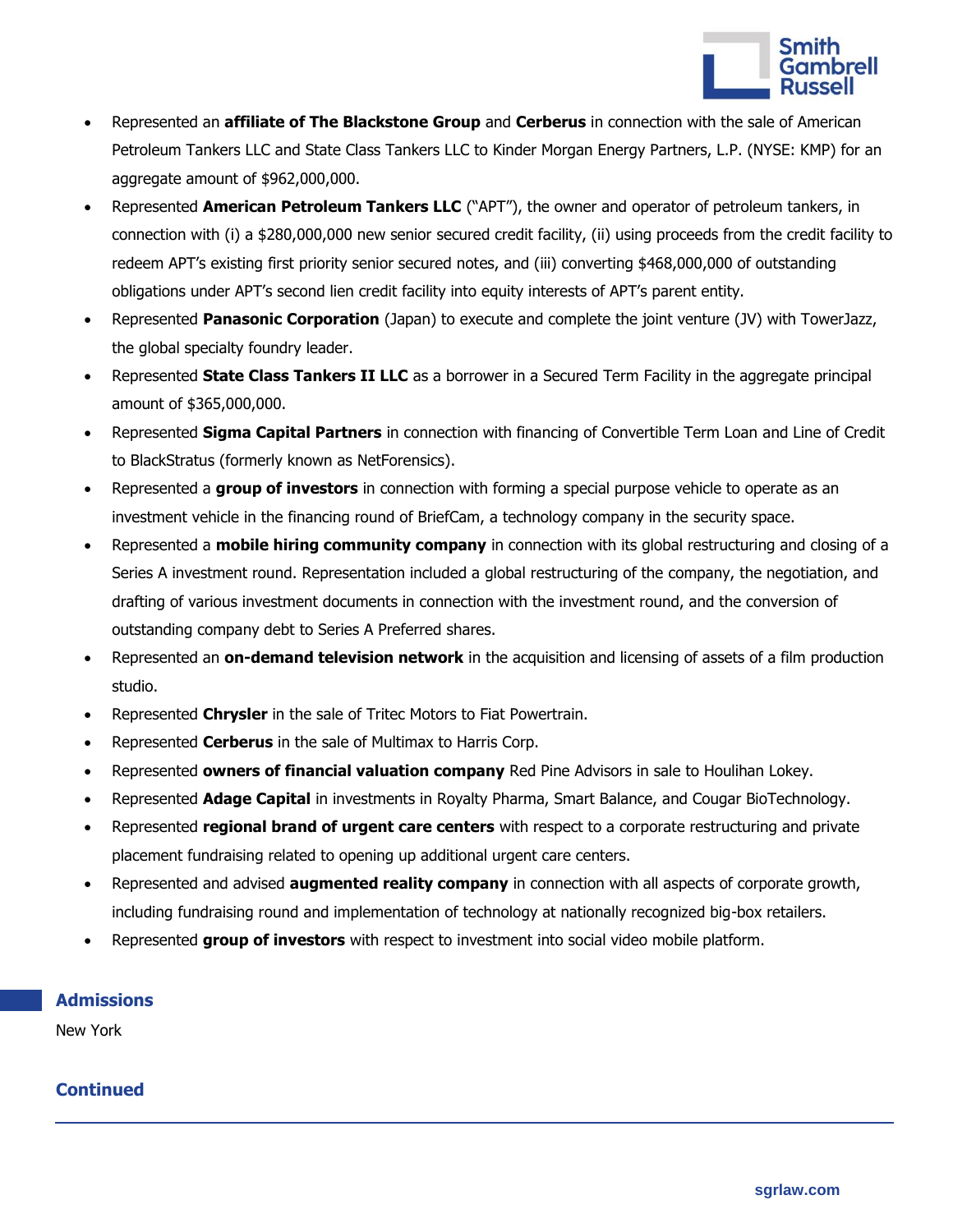- Represented an **affiliate of The Blackstone Group** and **Cerberus** in connection with the sale of American Petroleum Tankers LLC and State Class Tankers LLC to Kinder Morgan Energy Partners, L.P. (NYSE: KMP) for an aggregate amount of $962,000,000.
- Represented **American Petroleum Tankers LLC** ("APT"), the owner and operator of petroleum tankers, in connection with (i) a $280,000,000 new senior secured credit facility, (ii) using proceeds from the credit facility to redeem APT's existing first priority senior secured notes, and (iii) converting $468,000,000 of outstanding obligations under APT's second lien credit facility into equity interests of APT's parent entity.
- Represented **Panasonic Corporation** (Japan) to execute and complete the joint venture (JV) with TowerJazz, the global specialty foundry leader.
- Represented **State Class Tankers II LLC** as a borrower in a Secured Term Facility in the aggregate principal amount of $365,000,000.
- Represented **Sigma Capital Partners** in connection with financing of Convertible Term Loan and Line of Credit to BlackStratus (formerly known as NetForensics).
- Represented a **group of investors** in connection with forming a special purpose vehicle to operate as an investment vehicle in the financing round of BriefCam, a technology company in the security space.
- Represented a **mobile hiring community company** in connection with its global restructuring and closing of a Series A investment round. Representation included a global restructuring of the company, the negotiation, and drafting of various investment documents in connection with the investment round, and the conversion of outstanding company debt to Series A Preferred shares.
- Represented an **on-demand television network** in the acquisition and licensing of assets of a film production studio.
- Represented **Chrysler** in the sale of Tritec Motors to Fiat Powertrain.
- Represented **Cerberus** in the sale of Multimax to Harris Corp.
- Represented **owners of financial valuation company** Red Pine Advisors in sale to Houlihan Lokey.
- Represented **Adage Capital** in investments in Royalty Pharma, Smart Balance, and Cougar BioTechnology.
- Represented **regional brand of urgent care centers** with respect to a corporate restructuring and private placement fundraising related to opening up additional urgent care centers.
- Represented and advised **augmented reality company** in connection with all aspects of corporate growth, including fundraising round and implementation of technology at nationally recognized big-box retailers.
- Represented **group of investors** with respect to investment into social video mobile platform.

## Admissions

New York

## Continued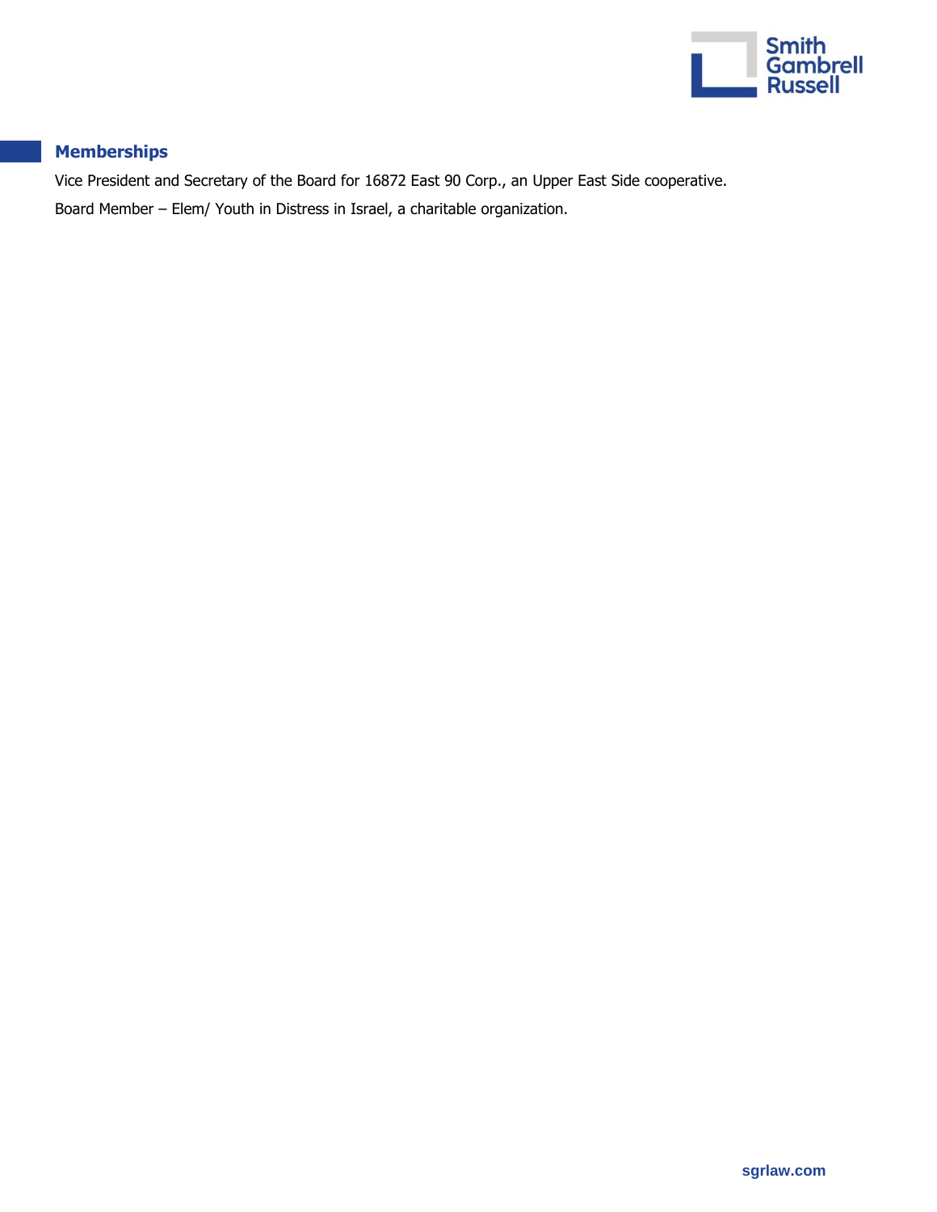## Memberships

Vice President and Secretary of the Board for 16872 East 90 Corp., an Upper East Side cooperative.

Board Member – Elem/ Youth in Distress in Israel, a charitable organization.